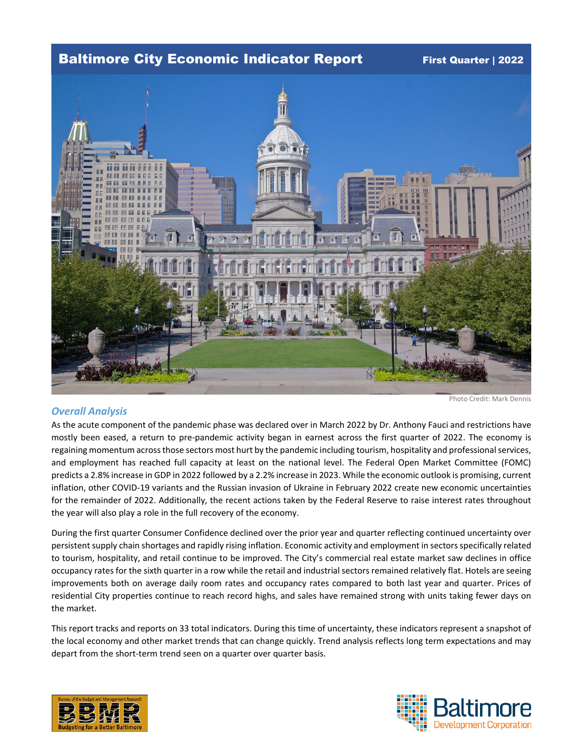# Baltimore City Economic Indicator Report

**First Quarter | 2022**

Photo Credit: Mark Dennis

## *Overall Analysis*

As the acute component of the pandemic phase was declared over in March 2022 by Dr. Anthony Fauci and restrictions have mostly been eased, a return to pre-pandemic activity began in earnest across the first quarter of 2022. The economy is regaining momentum across those sectors most hurt by the pandemic including tourism, hospitality and professional services, and employment has reached full capacity at least on the national level. The Federal Open Market Committee (FOMC) predicts a 2.8% increase in GDP in 2022 followed by a 2.2% increase in 2023. While the economic outlook is promising, current inflation, other COVID-19 variants and the Russian invasion of Ukraine in February 2022 create new economic uncertainties for the remainder of 2022. Additionally, the recent actions taken by the Federal Reserve to raise interest rates throughout the year will also play a role in the full recovery of the economy.

During the first quarter Consumer Confidence declined over the prior year and quarter reflecting continued uncertainty over persistent supply chain shortages and rapidly rising inflation. Economic activity and employment in sectors specifically related to tourism, hospitality, and retail continue to be improved. The City's commercial real estate market saw declines in office occupancy rates for the sixth quarter in a row while the retail and industrial sectors remained relatively flat. Hotels are seeing improvements both on average daily room rates and occupancy rates compared to both last year and quarter. Prices of residential City properties continue to reach record highs, and sales have remained strong with units taking fewer days on the market.

This report tracks and reports on 33 total indicators. During this time of uncertainty, these indicators represent a snapshot of the local economy and other market trends that can change quickly. Trend analysis reflects long term expectations and may depart from the short-term trend seen on a quarter over quarter basis.

Bureau of the Budget and Management Research — BBMR — Budgeting for a Better Baltimore

Baltimore Development Corporation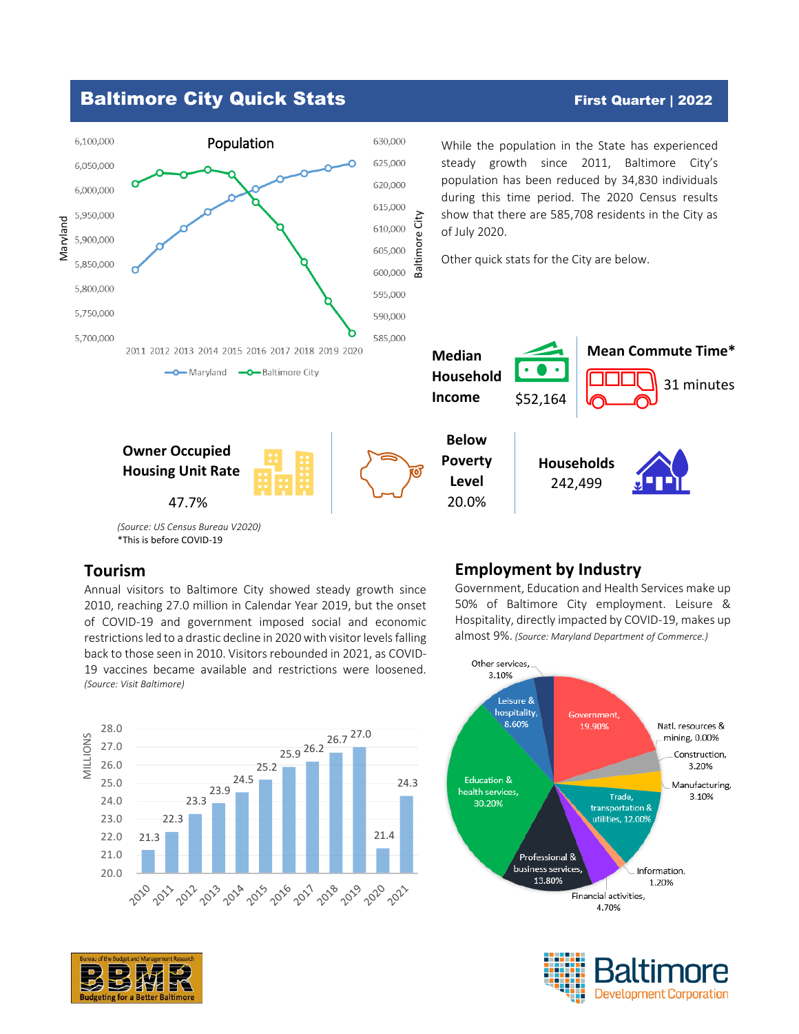# Baltimore City Quick Stats

**First Quarter | 2022**

While the population in the State has experienced steady growth since 2011, Baltimore City's population has been reduced by 34,830 individuals during this time period. The 2020 Census results show that there are 585,708 residents in the City as of July 2020.

Other quick stats for the City are below.

**Median Household Income**
$52,164

**Mean Commute Time***
31 minutes

**Owner Occupied Housing Unit Rate**
47.7%

**Below Poverty Level**
20.0%

**Households**
242,499

*(Source: US Census Bureau V2020)*
*This is before COVID-19

## Tourism

Annual visitors to Baltimore City showed steady growth since 2010, reaching 27.0 million in Calendar Year 2019, but the onset of COVID-19 and government imposed social and economic restrictions led to a drastic decline in 2020 with visitor levels falling back to those seen in 2010. Visitors rebounded in 2021, as COVID-19 vaccines became available and restrictions were loosened. *(Source: Visit Baltimore)*

## Employment by Industry

Government, Education and Health Services make up 50% of Baltimore City employment. Leisure & Hospitality, directly impacted by COVID-19, makes up almost 9%. *(Source: Maryland Department of Commerce.)*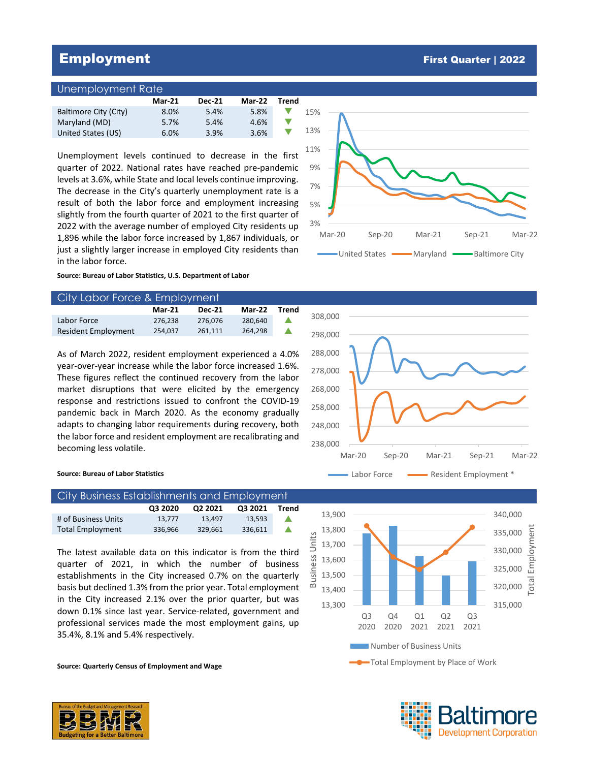# Employment

**First Quarter | 2022**

## Unemployment Rate

| | Mar-21 | Dec-21 | Mar-22 | Trend |
|---|---|---|---|---|
| Baltimore City (City) | 8.0% | 5.4% | 5.8% | ▼ |
| Maryland (MD) | 5.7% | 5.4% | 4.6% | ▼ |
| United States (US) | 6.0% | 3.9% | 3.6% | ▼ |

Unemployment levels continued to decrease in the first quarter of 2022. National rates have reached pre-pandemic levels at 3.6%, while State and local levels continue improving. The decrease in the City's quarterly unemployment rate is a result of both the labor force and employment increasing slightly from the fourth quarter of 2021 to the first quarter of 2022 with the average number of employed City residents up 1,896 while the labor force increased by 1,867 individuals, or just a slightly larger increase in employed City residents than in the labor force.

**Source: Bureau of Labor Statistics, U.S. Department of Labor**

## City Labor Force & Employment

| | Mar-21 | Dec-21 | Mar-22 | Trend |
|---|---|---|---|---|
| Labor Force | 276,238 | 276,076 | 280,640 | ▲ |
| Resident Employment | 254,037 | 261,111 | 264,298 | ▲ |

As of March 2022, resident employment experienced a 4.0% year-over-year increase while the labor force increased 1.6%. These figures reflect the continued recovery from the labor market disruptions that were elicited by the emergency response and restrictions issued to confront the COVID-19 pandemic back in March 2020. As the economy gradually adapts to changing labor requirements during recovery, both the labor force and resident employment are recalibrating and becoming less volatile.

**Source: Bureau of Labor Statistics**

## City Business Establishments and Employment

| | Q3 2020 | Q2 2021 | Q3 2021 | Trend |
|---|---|---|---|---|
| # of Business Units | 13,777 | 13,497 | 13,593 | ▲ |
| Total Employment | 336,966 | 329,661 | 336,611 | ▲ |

The latest available data on this indicator is from the third quarter of 2021, in which the number of business establishments in the City increased 0.7% on the quarterly basis but declined 1.3% from the prior year. Total employment in the City increased 2.1% over the prior quarter, but was down 0.1% since last year. Service-related, government and professional services made the most employment gains, up 35.4%, 8.1% and 5.4% respectively.

**Source: Quarterly Census of Employment and Wage**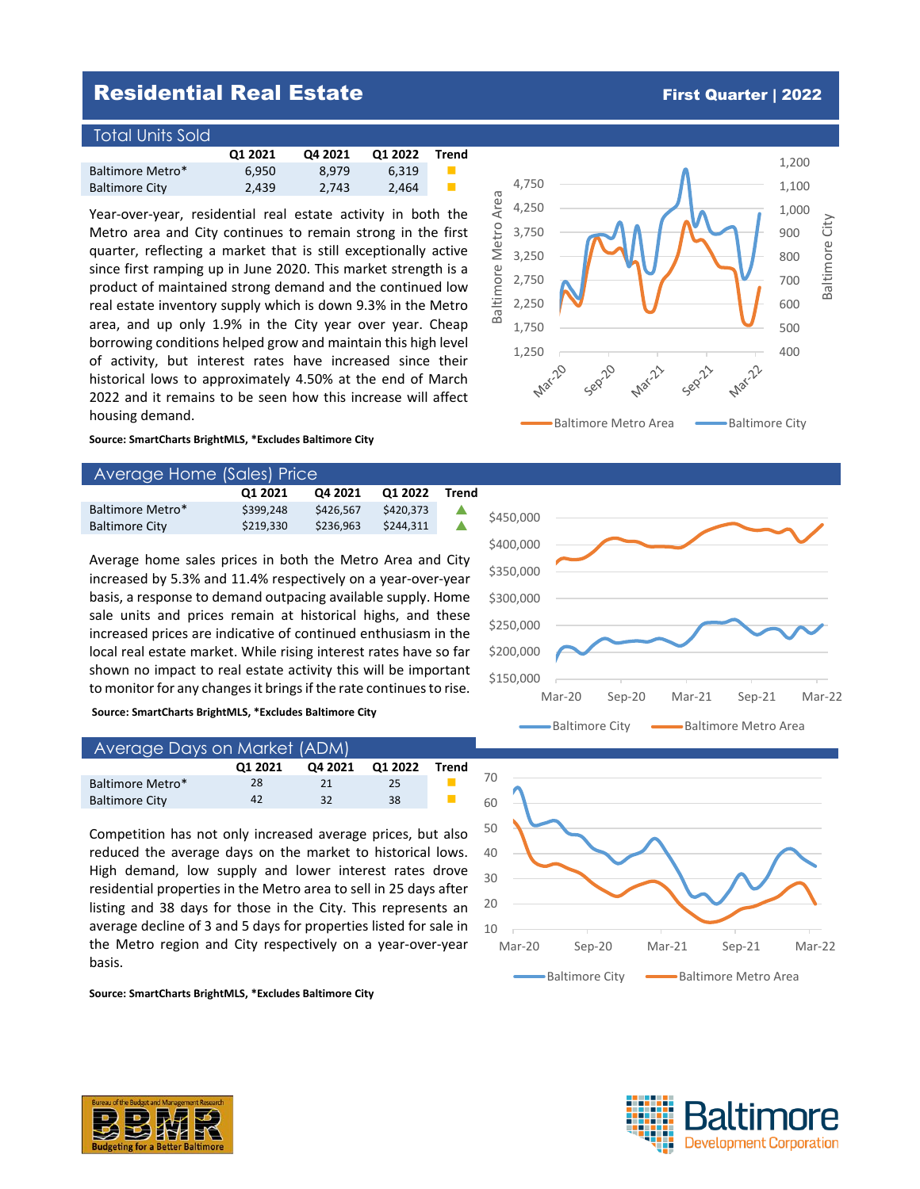# Residential Real Estate

**First Quarter | 2022**

## Total Units Sold

| | Q1 2021 | Q4 2021 | Q1 2022 | Trend |
|---|---|---|---|---|
| Baltimore Metro* | 6,950 | 8,979 | 6,319 | ■ |
| Baltimore City | 2,439 | 2,743 | 2,464 | ■ |

Year-over-year, residential real estate activity in both the Metro area and City continues to remain strong in the first quarter, reflecting a market that is still exceptionally active since first ramping up in June 2020. This market strength is a product of maintained strong demand and the continued low real estate inventory supply which is down 9.3% in the Metro area, and up only 1.9% in the City year over year. Cheap borrowing conditions helped grow and maintain this high level of activity, but interest rates have increased since their historical lows to approximately 4.50% at the end of March 2022 and it remains to be seen how this increase will affect housing demand.

**Source: SmartCharts BrightMLS, *Excludes Baltimore City**

## Average Home (Sales) Price

| | Q1 2021 | Q4 2021 | Q1 2022 | Trend |
|---|---|---|---|---|
| Baltimore Metro* | $399,248 | $426,567 | $420,373 | ▲ |
| Baltimore City | $219,330 | $236,963 | $244,311 | ▲ |

Average home sales prices in both the Metro Area and City increased by 5.3% and 11.4% respectively on a year-over-year basis, a response to demand outpacing available supply. Home sale units and prices remain at historical highs, and these increased prices are indicative of continued enthusiasm in the local real estate market. While rising interest rates have so far shown no impact to real estate activity this will be important to monitor for any changes it brings if the rate continues to rise.

**Source: SmartCharts BrightMLS, *Excludes Baltimore City**

## Average Days on Market (ADM)

| | Q1 2021 | Q4 2021 | Q1 2022 | Trend |
|---|---|---|---|---|
| Baltimore Metro* | 28 | 21 | 25 | ■ |
| Baltimore City | 42 | 32 | 38 | ■ |

Competition has not only increased average prices, but also reduced the average days on the market to historical lows. High demand, low supply and lower interest rates drove residential properties in the Metro area to sell in 25 days after listing and 38 days for those in the City. This represents an average decline of 3 and 5 days for properties listed for sale in the Metro region and City respectively on a year-over-year basis.

**Source: SmartCharts BrightMLS, *Excludes Baltimore City**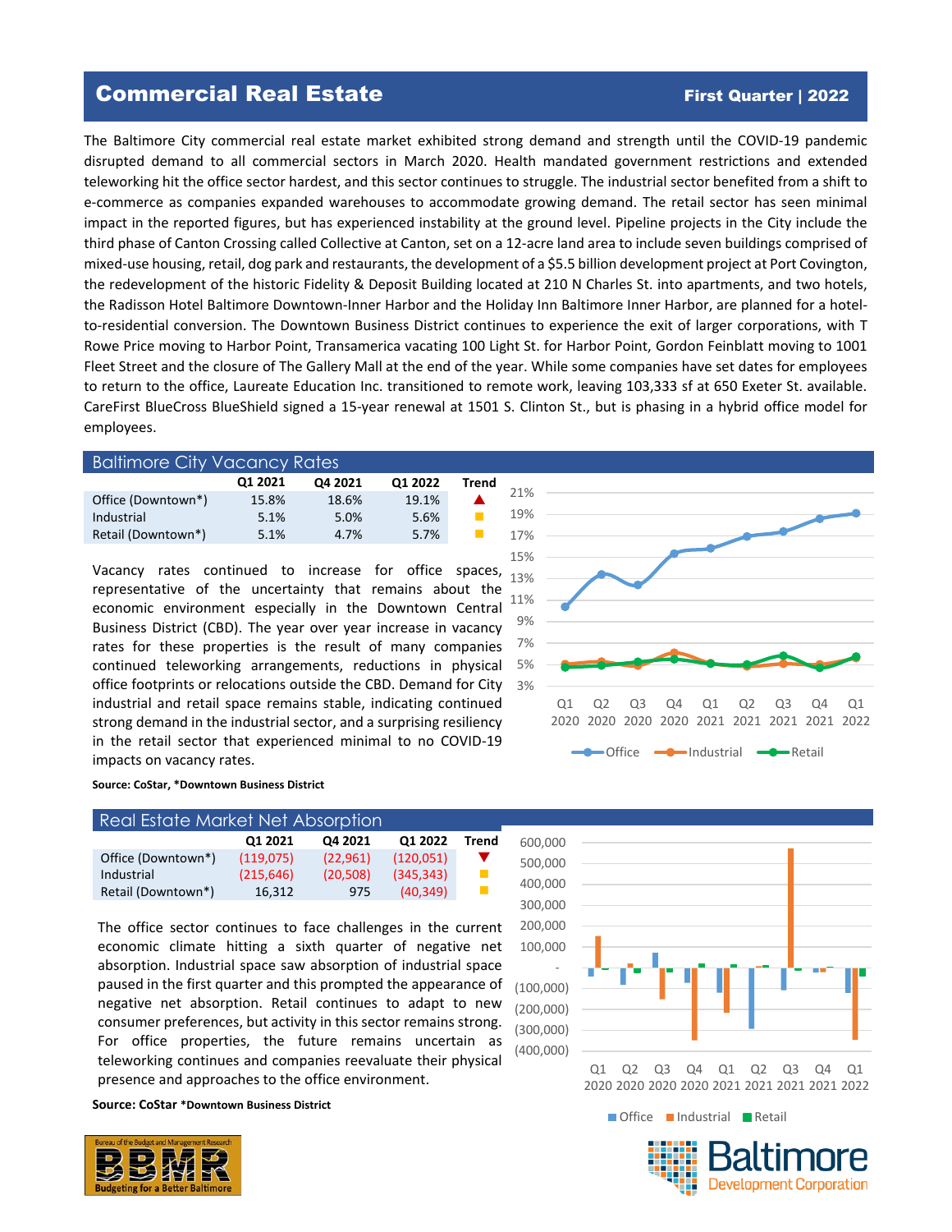# Commercial Real Estate

**First Quarter | 2022**

The Baltimore City commercial real estate market exhibited strong demand and strength until the COVID-19 pandemic disrupted demand to all commercial sectors in March 2020. Health mandated government restrictions and extended teleworking hit the office sector hardest, and this sector continues to struggle. The industrial sector benefited from a shift to e-commerce as companies expanded warehouses to accommodate growing demand. The retail sector has seen minimal impact in the reported figures, but has experienced instability at the ground level. Pipeline projects in the City include the third phase of Canton Crossing called Collective at Canton, set on a 12-acre land area to include seven buildings comprised of mixed-use housing, retail, dog park and restaurants, the development of a $5.5 billion development project at Port Covington, the redevelopment of the historic Fidelity & Deposit Building located at 210 N Charles St. into apartments, and two hotels, the Radisson Hotel Baltimore Downtown-Inner Harbor and the Holiday Inn Baltimore Inner Harbor, are planned for a hotel-to-residential conversion. The Downtown Business District continues to experience the exit of larger corporations, with T Rowe Price moving to Harbor Point, Transamerica vacating 100 Light St. for Harbor Point, Gordon Feinblatt moving to 1001 Fleet Street and the closure of The Gallery Mall at the end of the year. While some companies have set dates for employees to return to the office, Laureate Education Inc. transitioned to remote work, leaving 103,333 sf at 650 Exeter St. available. CareFirst BlueCross BlueShield signed a 15-year renewal at 1501 S. Clinton St., but is phasing in a hybrid office model for employees.

## Baltimore City Vacancy Rates

| | Q1 2021 | Q4 2021 | Q1 2022 | Trend |
|---|---|---|---|---|
| Office (Downtown*) | 15.8% | 18.6% | 19.1% | ▲ |
| Industrial | 5.1% | 5.0% | 5.6% | ■ |
| Retail (Downtown*) | 5.1% | 4.7% | 5.7% | ■ |

Vacancy rates continued to increase for office spaces, representative of the uncertainty that remains about the economic environment especially in the Downtown Central Business District (CBD). The year over year increase in vacancy rates for these properties is the result of many companies continued teleworking arrangements, reductions in physical office footprints or relocations outside the CBD. Demand for City industrial and retail space remains stable, indicating continued strong demand in the industrial sector, and a surprising resiliency in the retail sector that experienced minimal to no COVID-19 impacts on vacancy rates.

**Source: CoStar, *Downtown Business District**

## Real Estate Market Net Absorption

| | Q1 2021 | Q4 2021 | Q1 2022 | Trend |
|---|---|---|---|---|
| Office (Downtown*) | (119,075) | (22,961) | (120,051) | ▼ |
| Industrial | (215,646) | (20,508) | (345,343) | ■ |
| Retail (Downtown*) | 16,312 | 975 | (40,349) | ■ |

The office sector continues to face challenges in the current economic climate hitting a sixth quarter of negative net absorption. Industrial space saw absorption of industrial space paused in the first quarter and this prompted the appearance of negative net absorption. Retail continues to adapt to new consumer preferences, but activity in this sector remains strong. For office properties, the future remains uncertain as teleworking continues and companies reevaluate their physical presence and approaches to the office environment.

**Source: CoStar *Downtown Business District**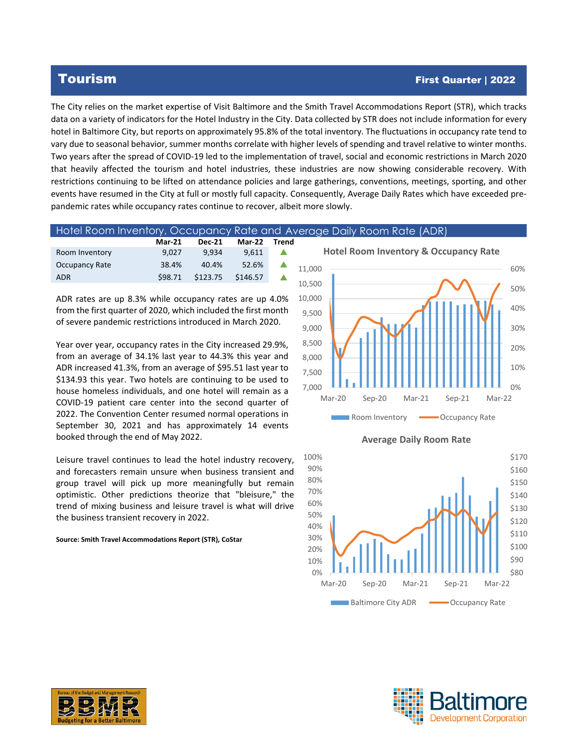# Tourism

**First Quarter | 2022**

The City relies on the market expertise of Visit Baltimore and the Smith Travel Accommodations Report (STR), which tracks data on a variety of indicators for the Hotel Industry in the City. Data collected by STR does not include information for every hotel in Baltimore City, but reports on approximately 95.8% of the total inventory. The fluctuations in occupancy rate tend to vary due to seasonal behavior, summer months correlate with higher levels of spending and travel relative to winter months. Two years after the spread of COVID-19 led to the implementation of travel, social and economic restrictions in March 2020 that heavily affected the tourism and hotel industries, these industries are now showing considerable recovery. With restrictions continuing to be lifted on attendance policies and large gatherings, conventions, meetings, sporting, and other events have resumed in the City at full or mostly full capacity. Consequently, Average Daily Rates which have exceeded pre-pandemic rates while occupancy rates continue to recover, albeit more slowly.

## Hotel Room Inventory, Occupancy Rate and Average Daily Room Rate (ADR)

| | Mar-21 | Dec-21 | Mar-22 | Trend |
|---|---|---|---|---|
| Room Inventory | 9,027 | 9,934 | 9,611 | ▲ |
| Occupancy Rate | 38.4% | 40.4% | 52.6% | ▲ |
| ADR | $98.71 | $123.75 | $146.57 | ▲ |

ADR rates are up 8.3% while occupancy rates are up 4.0% from the first quarter of 2020, which included the first month of severe pandemic restrictions introduced in March 2020.

Year over year, occupancy rates in the City increased 29.9%, from an average of 34.1% last year to 44.3% this year and ADR increased 41.3%, from an average of $95.51 last year to $134.93 this year. Two hotels are continuing to be used to house homeless individuals, and one hotel will remain as a COVID-19 patient care center into the second quarter of 2022. The Convention Center resumed normal operations in September 30, 2021 and has approximately 14 events booked through the end of May 2022.

Leisure travel continues to lead the hotel industry recovery, and forecasters remain unsure when business transient and group travel will pick up more meaningfully but remain optimistic. Other predictions theorize that "bleisure," the trend of mixing business and leisure travel is what will drive the business transient recovery in 2022.

**Source: Smith Travel Accommodations Report (STR), CoStar**

**Hotel Room Inventory & Occupancy Rate**

**Average Daily Room Rate**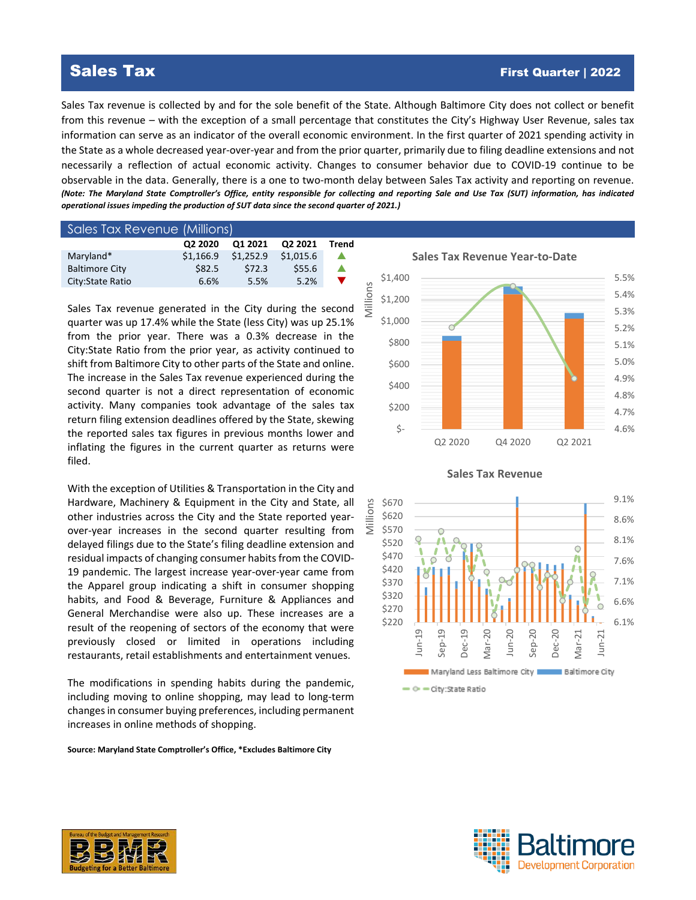# Sales Tax

**First Quarter | 2022**

Sales Tax revenue is collected by and for the sole benefit of the State. Although Baltimore City does not collect or benefit from this revenue – with the exception of a small percentage that constitutes the City's Highway User Revenue, sales tax information can serve as an indicator of the overall economic environment. In the first quarter of 2021 spending activity in the State as a whole decreased year-over-year and from the prior quarter, primarily due to filing deadline extensions and not necessarily a reflection of actual economic activity. Changes to consumer behavior due to COVID-19 continue to be observable in the data. Generally, there is a one to two-month delay between Sales Tax activity and reporting on revenue. ***(Note: The Maryland State Comptroller's Office, entity responsible for collecting and reporting Sale and Use Tax (SUT) information, has indicated operational issues impeding the production of SUT data since the second quarter of 2021.)***

## Sales Tax Revenue (Millions)

| | Q2 2020 | Q1 2021 | Q2 2021 | Trend |
|---|---|---|---|---|
| Maryland* | $1,166.9 | $1,252.9 | $1,015.6 | ▲ |
| Baltimore City | $82.5 | $72.3 | $55.6 | ▲ |
| City:State Ratio | 6.6% | 5.5% | 5.2% | ▼ |

Sales Tax revenue generated in the City during the second quarter was up 17.4% while the State (less City) was up 25.1% from the prior year. There was a 0.3% decrease in the City:State Ratio from the prior year, as activity continued to shift from Baltimore City to other parts of the State and online. The increase in the Sales Tax revenue experienced during the second quarter is not a direct representation of economic activity. Many companies took advantage of the sales tax return filing extension deadlines offered by the State, skewing the reported sales tax figures in previous months lower and inflating the figures in the current quarter as returns were filed.

With the exception of Utilities & Transportation in the City and Hardware, Machinery & Equipment in the City and State, all other industries across the City and the State reported year-over-year increases in the second quarter resulting from delayed filings due to the State's filing deadline extension and residual impacts of changing consumer habits from the COVID-19 pandemic. The largest increase year-over-year came from the Apparel group indicating a shift in consumer shopping habits, and Food & Beverage, Furniture & Appliances and General Merchandise were also up. These increases are a result of the reopening of sectors of the economy that were previously closed or limited in operations including restaurants, retail establishments and entertainment venues.

The modifications in spending habits during the pandemic, including moving to online shopping, may lead to long-term changes in consumer buying preferences, including permanent increases in online methods of shopping.

**Sales Tax Revenue Year-to-Date**

**Sales Tax Revenue**

Maryland Less Baltimore City | Baltimore City | City:State Ratio

**Source: Maryland State Comptroller's Office, *Excludes Baltimore City**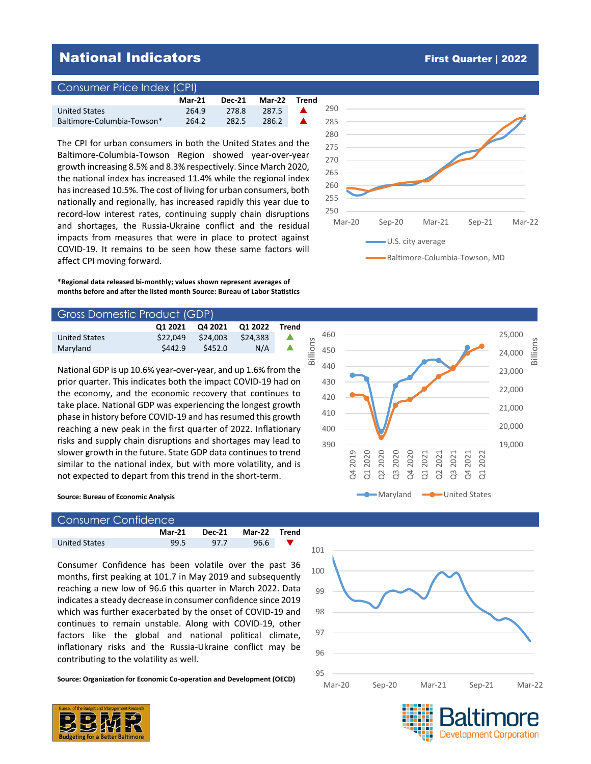# National Indicators

**First Quarter | 2022**

## Consumer Price Index (CPI)

| | Mar-21 | Dec-21 | Mar-22 | Trend |
|---|---|---|---|---|
| United States | 264.9 | 278.8 | 287.5 | ▲ |
| Baltimore-Columbia-Towson* | 264.2 | 282.5 | 286.2 | ▲ |

The CPI for urban consumers in both the United States and the Baltimore-Columbia-Towson Region showed year-over-year growth increasing 8.5% and 8.3% respectively. Since March 2020, the national index has increased 11.4% while the regional index has increased 10.5%. The cost of living for urban consumers, both nationally and regionally, has increased rapidly this year due to record-low interest rates, continuing supply chain disruptions and shortages, the Russia-Ukraine conflict and the residual impacts from measures that were in place to protect against COVID-19. It remains to be seen how these same factors will affect CPI moving forward.

**\*Regional data released bi-monthly; values shown represent averages of months before and after the listed month Source: Bureau of Labor Statistics**

## Gross Domestic Product (GDP)

| | Q1 2021 | Q4 2021 | Q1 2022 | Trend |
|---|---|---|---|---|
| United States | $22,049 | $24,003 | $24,383 | ▲ |
| Maryland | $442.9 | $452.0 | N/A | ▲ |

National GDP is up 10.6% year-over-year, and up 1.6% from the prior quarter. This indicates both the impact COVID-19 had on the economy, and the economic recovery that continues to take place. National GDP was experiencing the longest growth phase in history before COVID-19 and has resumed this growth reaching a new peak in the first quarter of 2022. Inflationary risks and supply chain disruptions and shortages may lead to slower growth in the future. State GDP data continues to trend similar to the national index, but with more volatility, and is not expected to depart from this trend in the short-term.

**Source: Bureau of Economic Analysis**

## Consumer Confidence

| | Mar-21 | Dec-21 | Mar-22 | Trend |
|---|---|---|---|---|
| United States | 99.5 | 97.7 | 96.6 | ▼ |

Consumer Confidence has been volatile over the past 36 months, first peaking at 101.7 in May 2019 and subsequently reaching a new low of 96.6 this quarter in March 2022. Data indicates a steady decrease in consumer confidence since 2019 which was further exacerbated by the onset of COVID-19 and continues to remain unstable. Along with COVID-19, other factors like the global and national political climate, inflationary risks and the Russia-Ukraine conflict may be contributing to the volatility as well.

**Source: Organization for Economic Co-operation and Development (OECD)**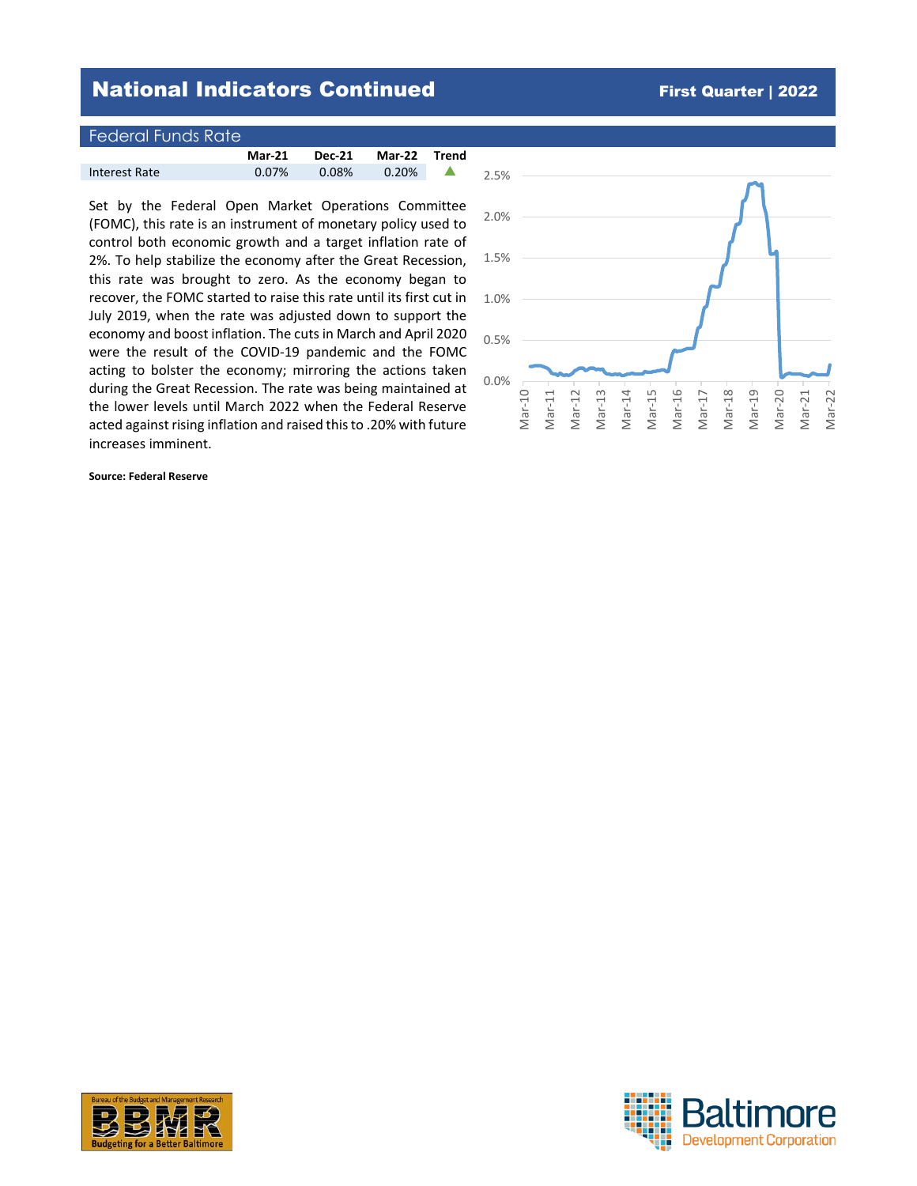# National Indicators Continued

**First Quarter | 2022**

## Federal Funds Rate

| | Mar-21 | Dec-21 | Mar-22 | Trend |
|---|---|---|---|---|
| Interest Rate | 0.07% | 0.08% | 0.20% | ▲ |

Set by the Federal Open Market Operations Committee (FOMC), this rate is an instrument of monetary policy used to control both economic growth and a target inflation rate of 2%. To help stabilize the economy after the Great Recession, this rate was brought to zero. As the economy began to recover, the FOMC started to raise this rate until its first cut in July 2019, when the rate was adjusted down to support the economy and boost inflation. The cuts in March and April 2020 were the result of the COVID-19 pandemic and the FOMC acting to bolster the economy; mirroring the actions taken during the Great Recession. The rate was being maintained at the lower levels until March 2022 when the Federal Reserve acted against rising inflation and raised this to .20% with future increases imminent.

**Source: Federal Reserve**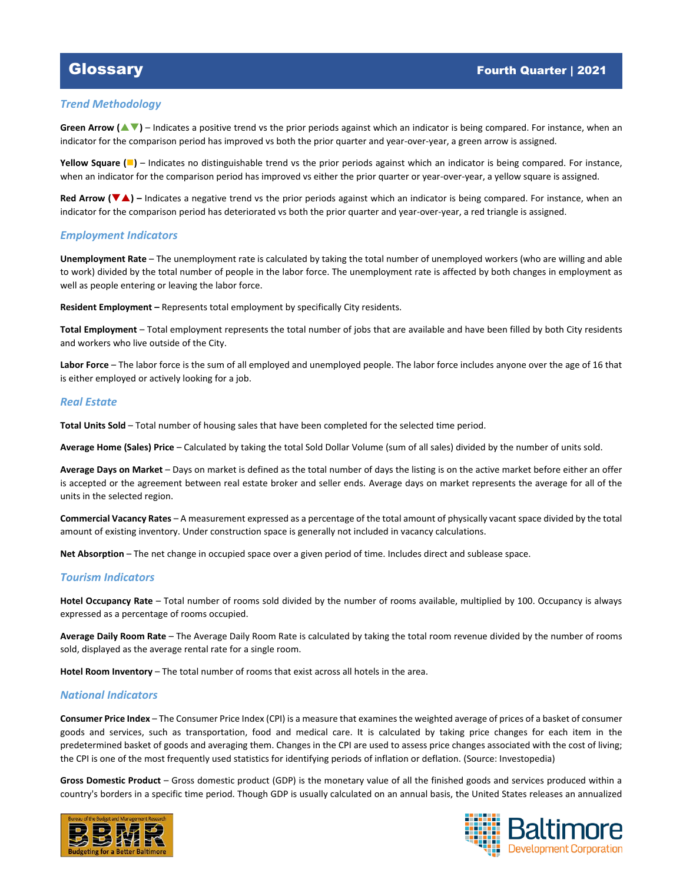# Glossary

**Fourth Quarter | 2021**

## *Trend Methodology*

**Green Arrow (▲▼)** – Indicates a positive trend vs the prior periods against which an indicator is being compared. For instance, when an indicator for the comparison period has improved vs both the prior quarter and year-over-year, a green arrow is assigned.

**Yellow Square (■)** – Indicates no distinguishable trend vs the prior periods against which an indicator is being compared. For instance, when an indicator for the comparison period has improved vs either the prior quarter or year-over-year, a yellow square is assigned.

**Red Arrow (▼▲) –** Indicates a negative trend vs the prior periods against which an indicator is being compared. For instance, when an indicator for the comparison period has deteriorated vs both the prior quarter and year-over-year, a red triangle is assigned.

## *Employment Indicators*

**Unemployment Rate** – The unemployment rate is calculated by taking the total number of unemployed workers (who are willing and able to work) divided by the total number of people in the labor force. The unemployment rate is affected by both changes in employment as well as people entering or leaving the labor force.

**Resident Employment –** Represents total employment by specifically City residents.

**Total Employment** – Total employment represents the total number of jobs that are available and have been filled by both City residents and workers who live outside of the City.

**Labor Force** – The labor force is the sum of all employed and unemployed people. The labor force includes anyone over the age of 16 that is either employed or actively looking for a job.

## *Real Estate*

**Total Units Sold** – Total number of housing sales that have been completed for the selected time period.

**Average Home (Sales) Price** – Calculated by taking the total Sold Dollar Volume (sum of all sales) divided by the number of units sold.

**Average Days on Market** – Days on market is defined as the total number of days the listing is on the active market before either an offer is accepted or the agreement between real estate broker and seller ends. Average days on market represents the average for all of the units in the selected region.

**Commercial Vacancy Rates** – A measurement expressed as a percentage of the total amount of physically vacant space divided by the total amount of existing inventory. Under construction space is generally not included in vacancy calculations.

**Net Absorption** – The net change in occupied space over a given period of time. Includes direct and sublease space.

## *Tourism Indicators*

**Hotel Occupancy Rate** – Total number of rooms sold divided by the number of rooms available, multiplied by 100. Occupancy is always expressed as a percentage of rooms occupied.

**Average Daily Room Rate** – The Average Daily Room Rate is calculated by taking the total room revenue divided by the number of rooms sold, displayed as the average rental rate for a single room.

**Hotel Room Inventory** – The total number of rooms that exist across all hotels in the area.

## *National Indicators*

**Consumer Price Index** – The Consumer Price Index (CPI) is a measure that examines the weighted average of prices of a basket of consumer goods and services, such as transportation, food and medical care. It is calculated by taking price changes for each item in the predetermined basket of goods and averaging them. Changes in the CPI are used to assess price changes associated with the cost of living; the CPI is one of the most frequently used statistics for identifying periods of inflation or deflation. (Source: Investopedia)

**Gross Domestic Product** – Gross domestic product (GDP) is the monetary value of all the finished goods and services produced within a country's borders in a specific time period. Though GDP is usually calculated on an annual basis, the United States releases an annualized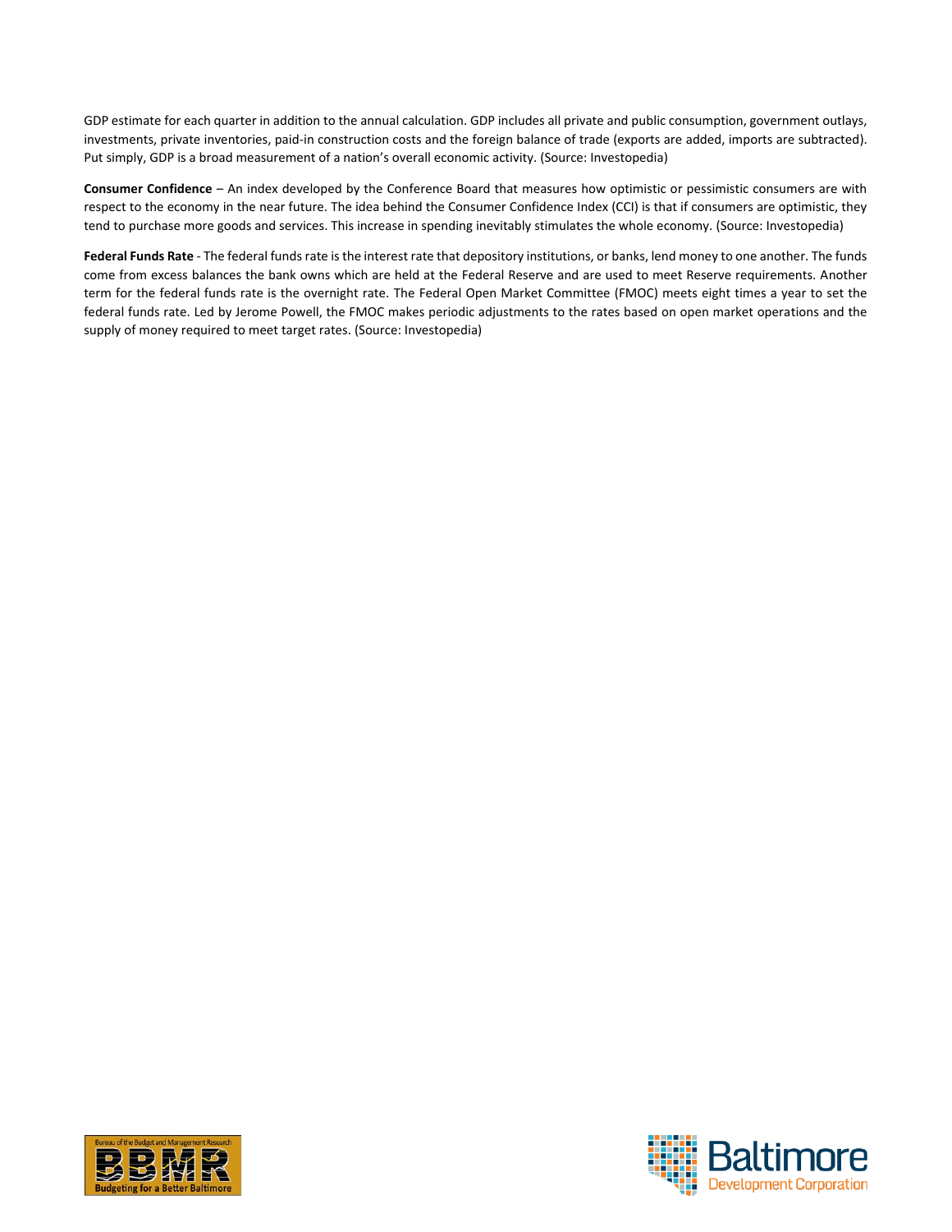GDP estimate for each quarter in addition to the annual calculation. GDP includes all private and public consumption, government outlays, investments, private inventories, paid-in construction costs and the foreign balance of trade (exports are added, imports are subtracted). Put simply, GDP is a broad measurement of a nation's overall economic activity. (Source: Investopedia)

**Consumer Confidence** – An index developed by the Conference Board that measures how optimistic or pessimistic consumers are with respect to the economy in the near future. The idea behind the Consumer Confidence Index (CCI) is that if consumers are optimistic, they tend to purchase more goods and services. This increase in spending inevitably stimulates the whole economy. (Source: Investopedia)

**Federal Funds Rate** - The federal funds rate is the interest rate that depository institutions, or banks, lend money to one another. The funds come from excess balances the bank owns which are held at the Federal Reserve and are used to meet Reserve requirements. Another term for the federal funds rate is the overnight rate. The Federal Open Market Committee (FMOC) meets eight times a year to set the federal funds rate. Led by Jerome Powell, the FMOC makes periodic adjustments to the rates based on open market operations and the supply of money required to meet target rates. (Source: Investopedia)